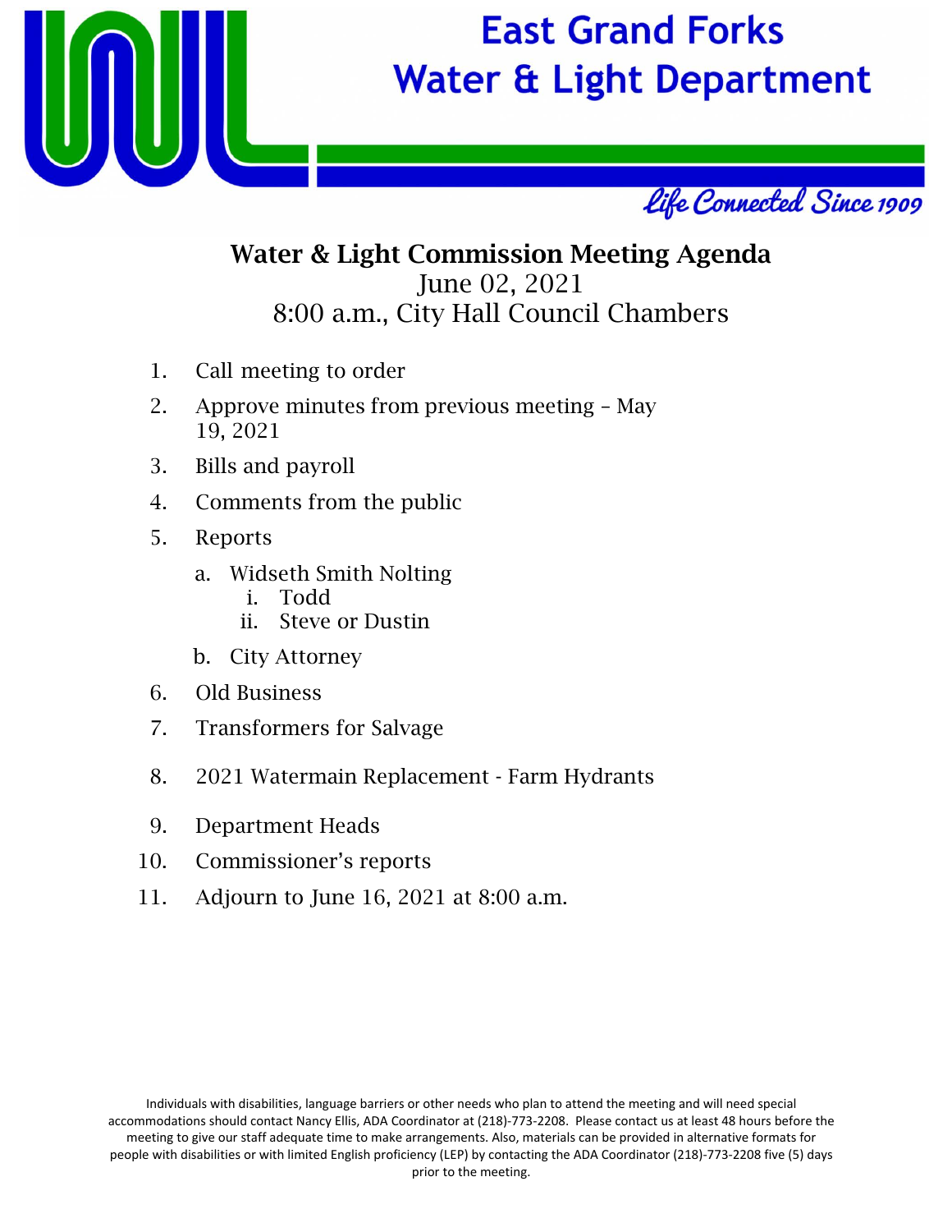# East Grand Forks Water & Light Department

*Life Connected Since 1909*

## Water & Light Commission Meeting Agenda

June 02, 2021

8:00 a.m., City Hall Council Chambers

1. Call meeting to order
2. Approve minutes from previous meeting – May 19, 2021
3. Bills and payroll
4. Comments from the public
5. Reports
    a. Widseth Smith Nolting
        i. Todd
        ii. Steve or Dustin
    b. City Attorney
6. Old Business
7. Transformers for Salvage
8. 2021 Watermain Replacement - Farm Hydrants
9. Department Heads
10. Commissioner's reports
11. Adjourn to June 16, 2021 at 8:00 a.m.

Individuals with disabilities, language barriers or other needs who plan to attend the meeting and will need special accommodations should contact Nancy Ellis, ADA Coordinator at (218)-773-2208. Please contact us at least 48 hours before the meeting to give our staff adequate time to make arrangements. Also, materials can be provided in alternative formats for people with disabilities or with limited English proficiency (LEP) by contacting the ADA Coordinator (218)-773-2208 five (5) days prior to the meeting.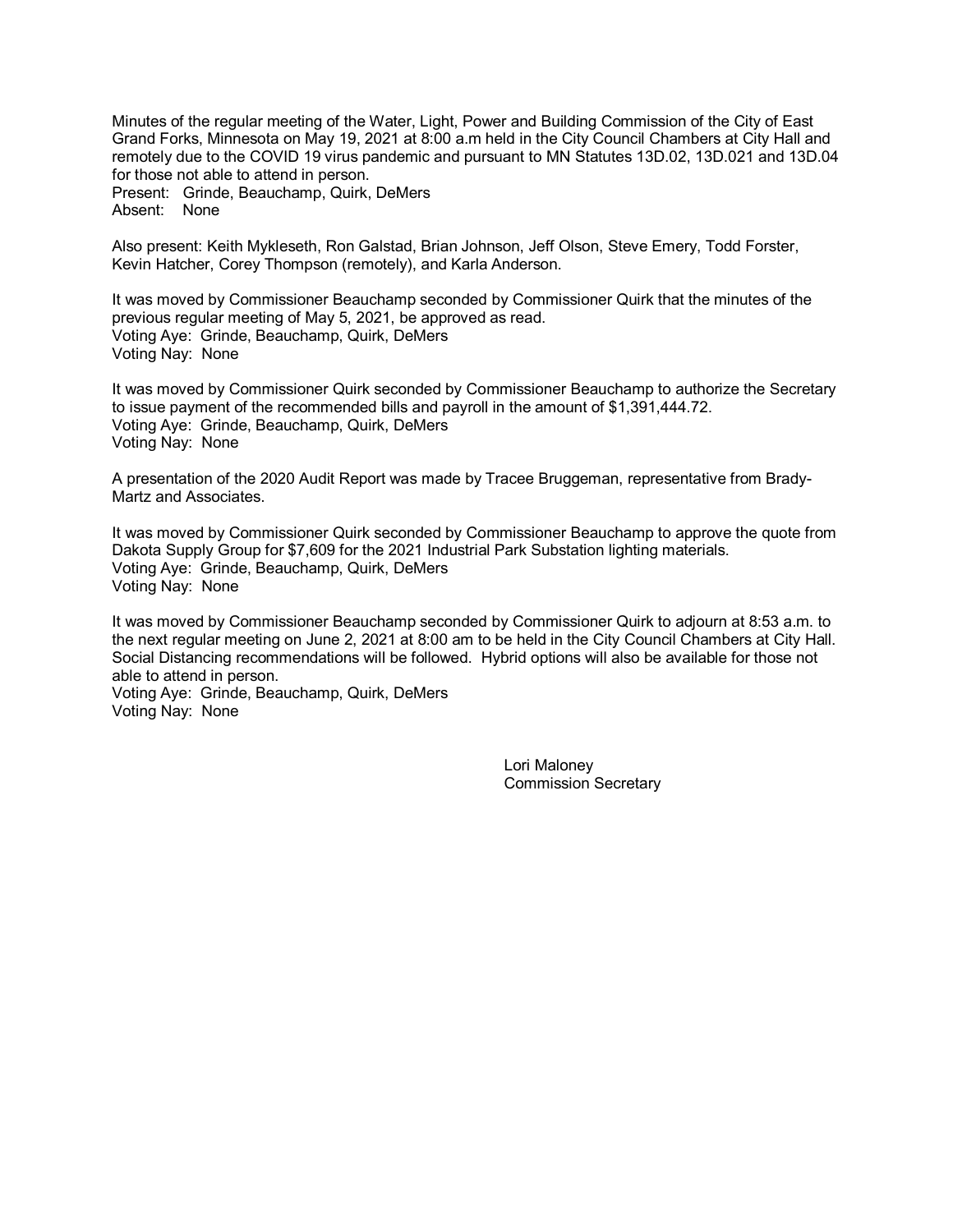Minutes of the regular meeting of the Water, Light, Power and Building Commission of the City of East Grand Forks, Minnesota on May 19, 2021 at 8:00 a.m held in the City Council Chambers at City Hall and remotely due to the COVID 19 virus pandemic and pursuant to MN Statutes 13D.02, 13D.021 and 13D.04 for those not able to attend in person.
Present: Grinde, Beauchamp, Quirk, DeMers
Absent: None

Also present: Keith Mykleseth, Ron Galstad, Brian Johnson, Jeff Olson, Steve Emery, Todd Forster, Kevin Hatcher, Corey Thompson (remotely), and Karla Anderson.

It was moved by Commissioner Beauchamp seconded by Commissioner Quirk that the minutes of the previous regular meeting of May 5, 2021, be approved as read.
Voting Aye: Grinde, Beauchamp, Quirk, DeMers
Voting Nay: None

It was moved by Commissioner Quirk seconded by Commissioner Beauchamp to authorize the Secretary to issue payment of the recommended bills and payroll in the amount of $1,391,444.72.
Voting Aye: Grinde, Beauchamp, Quirk, DeMers
Voting Nay: None

A presentation of the 2020 Audit Report was made by Tracee Bruggeman, representative from Brady-Martz and Associates.

It was moved by Commissioner Quirk seconded by Commissioner Beauchamp to approve the quote from Dakota Supply Group for $7,609 for the 2021 Industrial Park Substation lighting materials.
Voting Aye: Grinde, Beauchamp, Quirk, DeMers
Voting Nay: None

It was moved by Commissioner Beauchamp seconded by Commissioner Quirk to adjourn at 8:53 a.m. to the next regular meeting on June 2, 2021 at 8:00 am to be held in the City Council Chambers at City Hall. Social Distancing recommendations will be followed. Hybrid options will also be available for those not able to attend in person.
Voting Aye: Grinde, Beauchamp, Quirk, DeMers
Voting Nay: None

Lori Maloney
Commission Secretary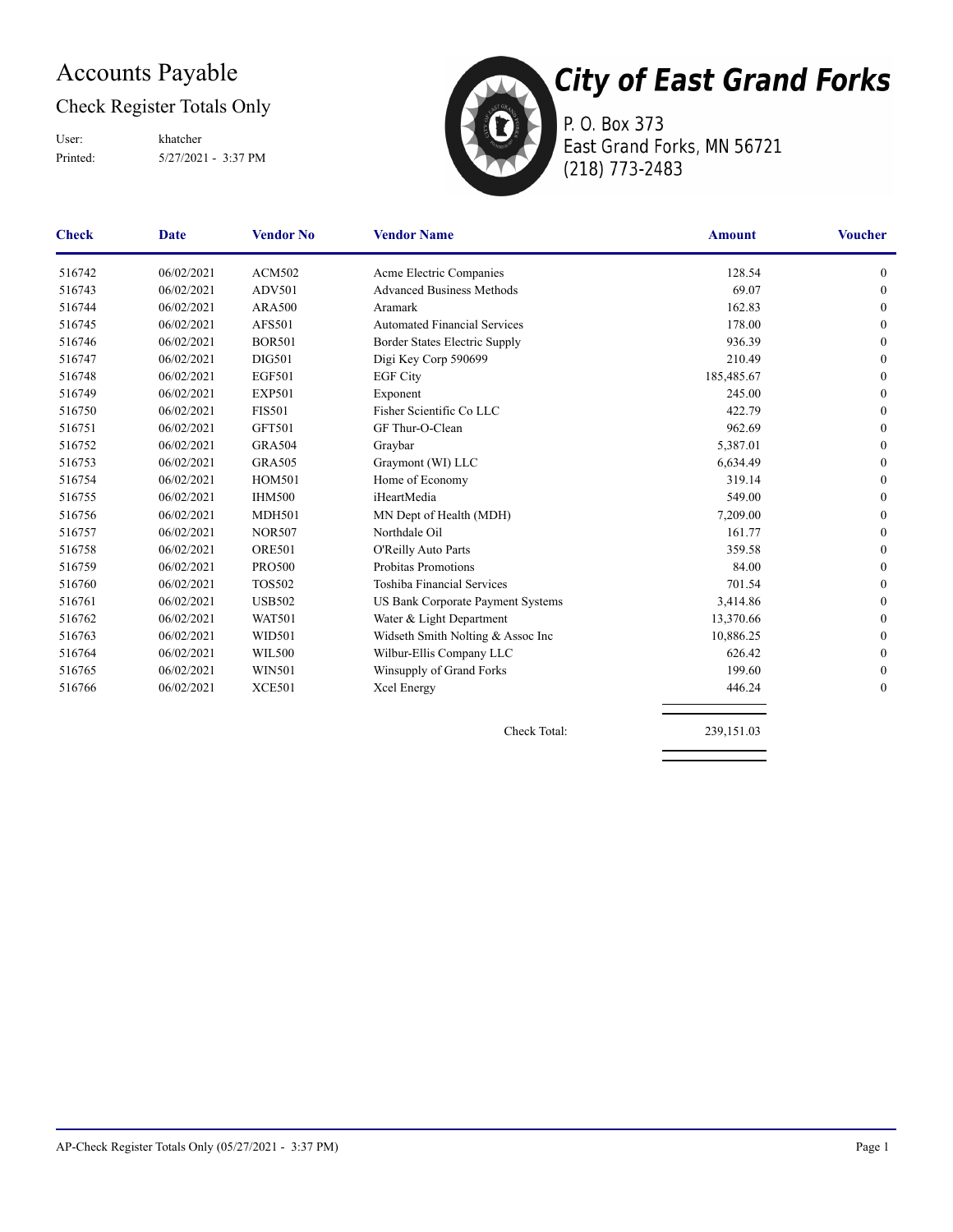# Accounts Payable

## Check Register Totals Only

User: khatcher

Printed: 5/27/2021 - 3:37 PM

**City of East Grand Forks**

P. O. Box 373
East Grand Forks, MN 56721
(218) 773-2483

| Check | Date | Vendor No | Vendor Name | Amount | Voucher |
|---|---|---|---|---|---|
| 516742 | 06/02/2021 | ACM502 | Acme Electric Companies | 128.54 | 0 |
| 516743 | 06/02/2021 | ADV501 | Advanced Business Methods | 69.07 | 0 |
| 516744 | 06/02/2021 | ARA500 | Aramark | 162.83 | 0 |
| 516745 | 06/02/2021 | AFS501 | Automated Financial Services | 178.00 | 0 |
| 516746 | 06/02/2021 | BOR501 | Border States Electric Supply | 936.39 | 0 |
| 516747 | 06/02/2021 | DIG501 | Digi Key Corp 590699 | 210.49 | 0 |
| 516748 | 06/02/2021 | EGF501 | EGF City | 185,485.67 | 0 |
| 516749 | 06/02/2021 | EXP501 | Exponent | 245.00 | 0 |
| 516750 | 06/02/2021 | FIS501 | Fisher Scientific Co LLC | 422.79 | 0 |
| 516751 | 06/02/2021 | GFT501 | GF Thur-O-Clean | 962.69 | 0 |
| 516752 | 06/02/2021 | GRA504 | Graybar | 5,387.01 | 0 |
| 516753 | 06/02/2021 | GRA505 | Graymont (WI) LLC | 6,634.49 | 0 |
| 516754 | 06/02/2021 | HOM501 | Home of Economy | 319.14 | 0 |
| 516755 | 06/02/2021 | IHM500 | iHeartMedia | 549.00 | 0 |
| 516756 | 06/02/2021 | MDH501 | MN Dept of Health (MDH) | 7,209.00 | 0 |
| 516757 | 06/02/2021 | NOR507 | Northdale Oil | 161.77 | 0 |
| 516758 | 06/02/2021 | ORE501 | O'Reilly Auto Parts | 359.58 | 0 |
| 516759 | 06/02/2021 | PRO500 | Probitas Promotions | 84.00 | 0 |
| 516760 | 06/02/2021 | TOS502 | Toshiba Financial Services | 701.54 | 0 |
| 516761 | 06/02/2021 | USB502 | US Bank Corporate Payment Systems | 3,414.86 | 0 |
| 516762 | 06/02/2021 | WAT501 | Water & Light Department | 13,370.66 | 0 |
| 516763 | 06/02/2021 | WID501 | Widseth Smith Nolting & Assoc Inc | 10,886.25 | 0 |
| 516764 | 06/02/2021 | WIL500 | Wilbur-Ellis Company LLC | 626.42 | 0 |
| 516765 | 06/02/2021 | WIN501 | Winsupply of Grand Forks | 199.60 | 0 |
| 516766 | 06/02/2021 | XCE501 | Xcel Energy | 446.24 | 0 |
| | | | Check Total: | 239,151.03 | |

AP-Check Register Totals Only (05/27/2021 - 3:37 PM)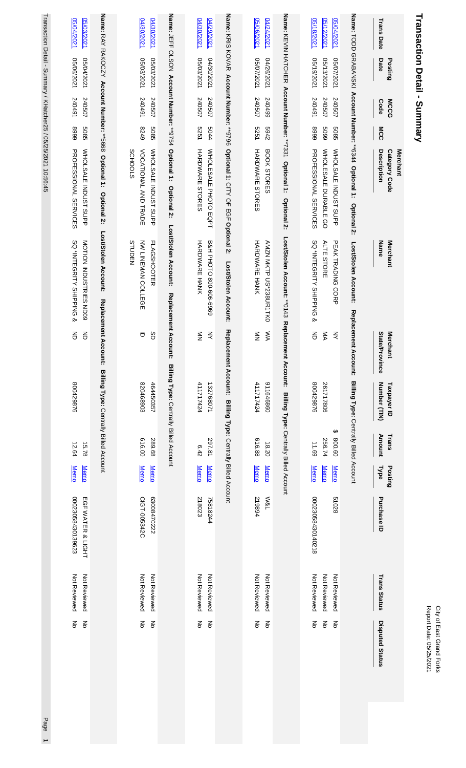# Transaction Detail - Summary

City of East Grand Forks
Report Date: 05/25/2021

| Trans Date | Posting Date | MCCG Code | MCC | Merchant Category Code Description | Merchant Name | Merchant State/Province | Taxpayer ID Number (TIN) | Trans Amount | Posting Type | Purchase ID | Trans Status | Disputed Status |
|---|---|---|---|---|---|---|---|---|---|---|---|---|
| **Name:** TODD GRABANSKI **Account Number:** **6344 **Optional 1:** **Optional 2:** **Lost/Stolen Account:** **Replacement Account:** **Billing Type:** Centrally Billed Account | | | | | | | | | | | | |
| 05/04/2021 | 05/07/2021 | 240507 | 5085 | WHOLSALE INDUST SUPP | PEAK TRADING CORP | NY | | $ 800.60 | Memo | 51028 | Not Reviewed | No |
| 05/12/2021 | 05/13/2021 | 240507 | 5099 | WHOLESALE DURABLE GO | ALTE STORE | MA | 261717806 | 256.74 | Memo | | Not Reviewed | No |
| 05/18/2021 | 05/19/2021 | 240491 | 8999 | PROFESSIONAL SERVICES | SQ *INTEGRITY SHIPPING & | ND | 800429876 | 11.69 | Memo | 0002305843014O218 | Not Reviewed | No |
| **Name:** KEVIN HATCHER **Account Number:** **7331 **Optional 1:** **Optional 2:** **Lost/Stolen Account:** **0143 **Replacement Account:** **Billing Type:** Centrally Billed Account | | | | | | | | | | | | |
| 04/24/2021 | 04/26/2021 | 240499 | 5942 | BOOK STORES | AMZN MKTP US*238URLTK0 | WA | 911646860 | 18.20 | Memo | W&L | Not Reviewed | No |
| 05/06/2021 | 05/07/2021 | 240507 | 5251 | HARDWARE STORES | HARDWARE HANK | MN | 411717424 | 616.88 | Memo | 219994 | Not Reviewed | No |
| **Name:** KRIS KOVAR **Account Number:** **9796 **Optional 1:** CITY OF EGF **Optional 2:** **Lost/Stolen Account:** **Replacement Account:** **Billing Type:** Centrally Billed Account | | | | | | | | | | | | |
| 04/29/2021 | 04/30/2021 | 240507 | 5044 | WHOLESALE PHOTO EQPT | B&H PHOTO 800-606-6969 | NY | 132768071 | 297.81 | Memo | 75818244 | Not Reviewed | No |
| 04/30/2021 | 05/03/2021 | 240507 | 5251 | HARDWARE STORES | HARDWARE HANK | MN | 411717424 | 6.42 | Memo | 218023 | Not Reviewed | No |
| **Name:** JEFF OLSON **Account Number:** **9754 **Optional 1:** **Optional 2:** **Lost/Stolen Account:** **Replacement Account:** **Billing Type:** Centrally Billed Account | | | | | | | | | | | | |
| 04/30/2021 | 05/03/2021 | 240507 | 5085 | WHOLSALE INDUST SUPP | FLAGSHOOTER | SD | 464450357 | 289.68 | Memo | 6300847O222 | Not Reviewed | No |
| 04/30/2021 | 05/03/2021 | 240491 | 8249 | VOCATIONAL AND TRADE SCHOOLS | NW LINEMAN COLLEGE STUDEN | ID | 820468903 | 616.00 | Memo | CIGT-05342C | Not Reviewed | No |
| **Name:** RAY RAKOCZY **Account Number:** **5668 **Optional 1:** **Optional 2:** **Lost/Stolen Account:** **Replacement Account:** **Billing Type:** Centrally Billed Account | | | | | | | | | | | | |
| 05/03/2021 | 05/04/2021 | 240507 | 5085 | WHOLSALE INDUST SUPP | MOTION INDUSTRIES ND09 | ND | | 15.78 | Memo | EGF WATER & LIGHT | Not Reviewed | No |
| 05/04/2021 | 05/06/2021 | 240491 | 8999 | PROFESSIONAL SERVICES | SQ *INTEGRITY SHIPPING & | ND | 800429876 | 12.64 | Memo | 0002305843013962З | Not Reviewed | No |

Transaction Detail - Summary / KHatcher25 / 05/25/2021 10:56:45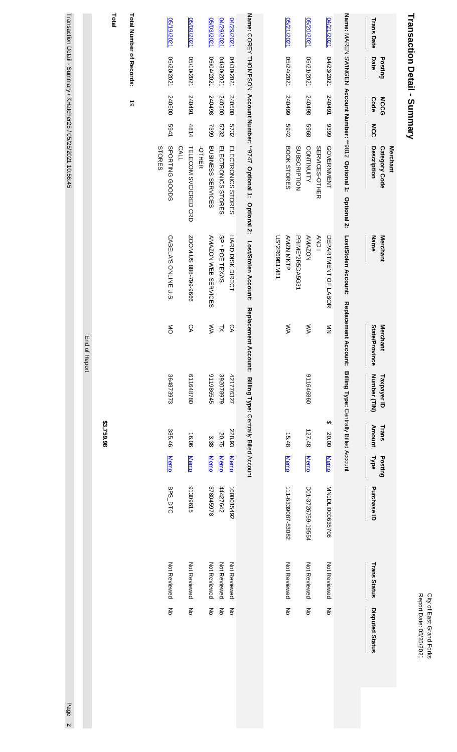# Transaction Detail - Summary

City of East Grand Forks
Report Date: 05/25/2021

| Trans Date | Posting Date | MCCG Code | MCC | Merchant Category Code Description | Merchant Name | Merchant State/Province | Taxpayer ID Number (TIN) | Trans Amount | Posting Type | Purchase ID | Trans Status | Disputed Status |
|---|---|---|---|---|---|---|---|---|---|---|---|---|
| **Name:** MAREN SWINGEN **Account Number:** **9812 **Optional 1:** **Optional 2:** **Lost/Stolen Account:** **Replacement Account:** **Billing Type:** Centrally Billed Account | | | | | | | | | | | | |
| 04/21/2021 | 04/23/2021 | 240491 | 9399 | GOVERNMENT SERVICES-OTHER | DEPARTMENT OF LABOR AND I | MN | | $ 20.00 | Memo | MNDLI00063706 | Not Reviewed | No |
| 05/20/2021 | 05/21/2021 | 240498 | 5968 | CONTINUITY SUBSCRIPTION | AMAZON PRIME*2R5DA5G31 | WA | 911646860 | 127.48 | Memo | D01-3726759-19554 | Not Reviewed | No |
| 05/21/2021 | 05/24/2021 | 240499 | 5942 | BOOK STORES | AMZN MKTP US*2R69B1M81 | WA | | 15.48 | Memo | 111-6390870-53082 | Not Reviewed | No |
| **Name:** COREY THOMPSON **Account Number:** **9747 **Optional 1:** **Optional 2:** **Lost/Stolen Account:** **Replacement Account:** **Billing Type:** Centrally Billed Account | | | | | | | | | | | | |
| 04/29/2021 | 04/30/2021 | 240500 | 5732 | ELECTRONICS STORES | HARD DISK DIRECT | CA | 421776327 | 228.93 | Memo | 100015492 | Not Reviewed | No |
| 04/29/2021 | 04/30/2021 | 240500 | 5732 | ELECTRONICS STORES | SP * POE TEXAS | TX | 392078979 | 20.75 | Memo | 44427642 | Not Reviewed | No |
| 05/03/2021 | 05/04/2021 | 240498 | 7399 | BUSINESS SERVICES -OTHER | AMAZON WEB SERVICES | WA | 911986545 | 3.38 | Memo | 378045978 | Not Reviewed | No |
| 05/09/2021 | 05/10/2021 | 240491 | 4814 | TELECOM SVC/CRED CRD CALL | ZOOM.US 888-799-9666 | CA | 611648780 | 16.06 | Memo | 91309615 | Not Reviewed | No |
| 05/19/2021 | 05/20/2021 | 240500 | 5941 | SPORTING GOODS STORES | CABELA'S ONLINE U.S. | MO | 364873973 | 385.46 | Memo | BPS_DTC | Not Reviewed | No |
| **Total** | | | | | | | | **$3,759.98** | | | | |

**Total Number of Records:** 19

End of Report

Transaction Detail - Summary / KHatcher25 / 05/25/2021 10:56:45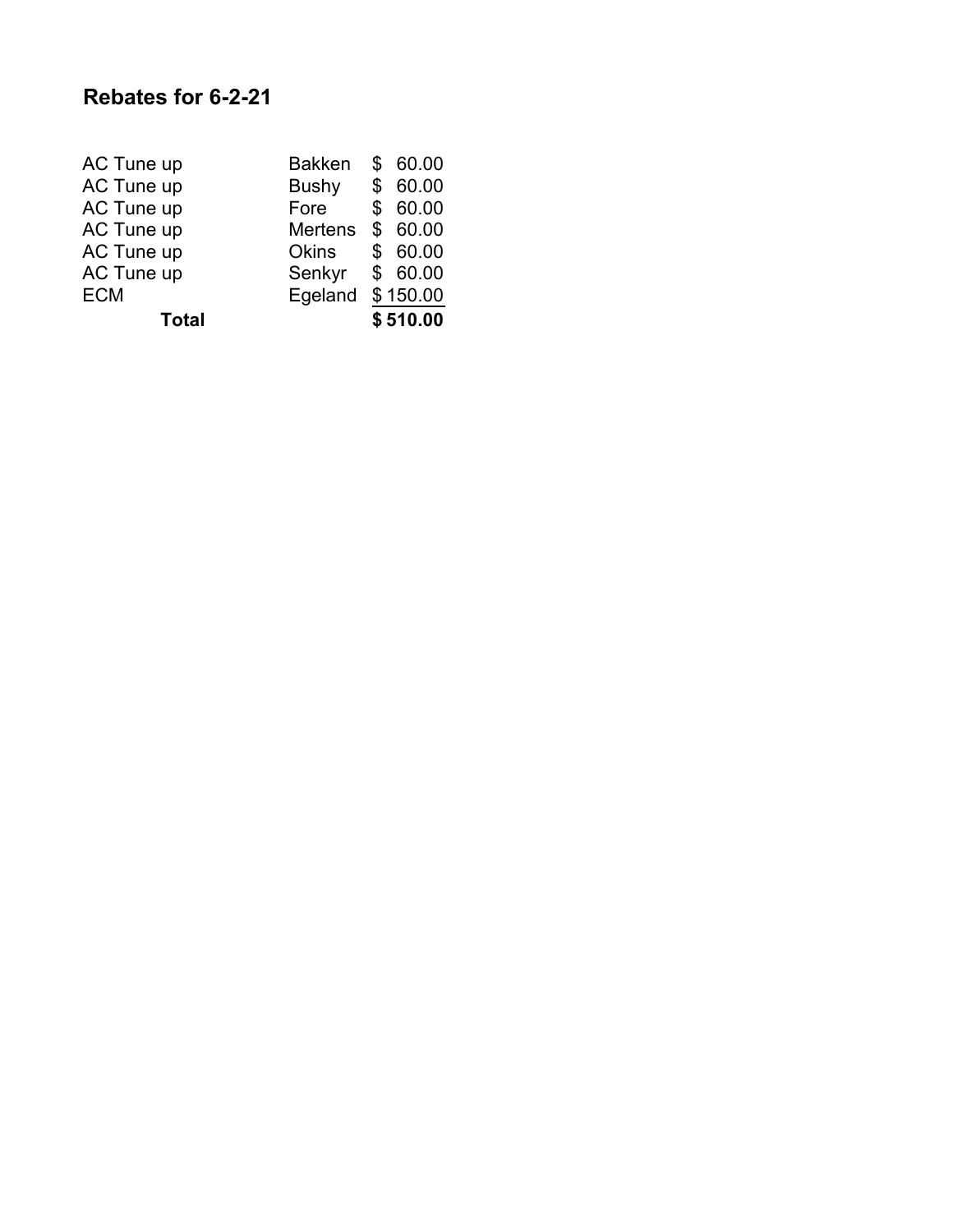## Rebates for 6-2-21

| | | |
|---|---|---|
| AC Tune up | Bakken | $ 60.00 |
| AC Tune up | Bushy | $ 60.00 |
| AC Tune up | Fore | $ 60.00 |
| AC Tune up | Mertens | $ 60.00 |
| AC Tune up | Okins | $ 60.00 |
| AC Tune up | Senkyr | $ 60.00 |
| ECM | Egeland | $ 150.00 |
| **Total** | | **$ 510.00** |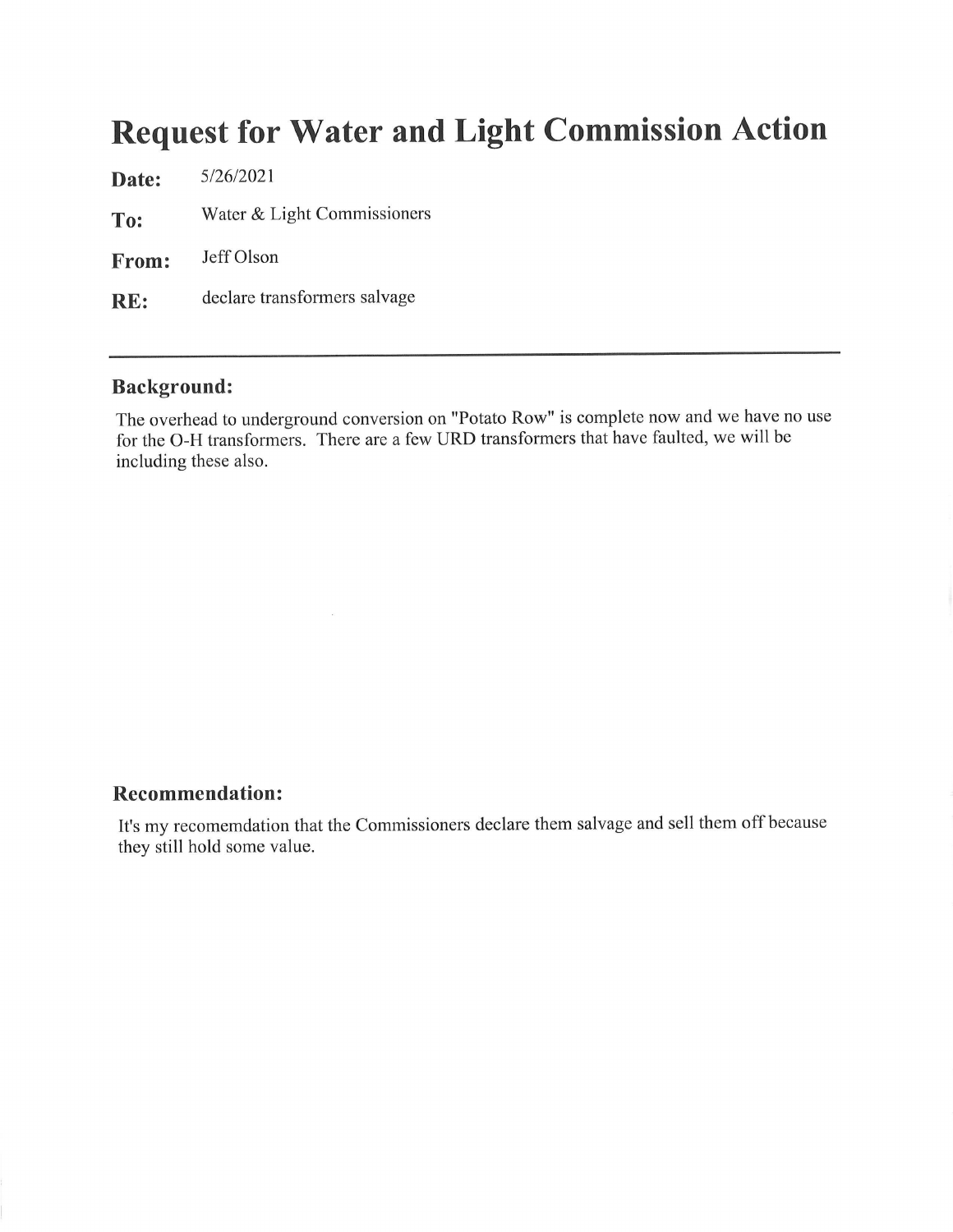# Request for Water and Light Commission Action

**Date:** 5/26/2021

**To:** Water & Light Commissioners

**From:** Jeff Olson

**RE:** declare transformers salvage

---

### Background:

The overhead to underground conversion on "Potato Row" is complete now and we have no use for the O-H transformers. There are a few URD transformers that have faulted, we will be including these also.

### Recommendation:

It's my recomemdation that the Commissioners declare them salvage and sell them off because they still hold some value.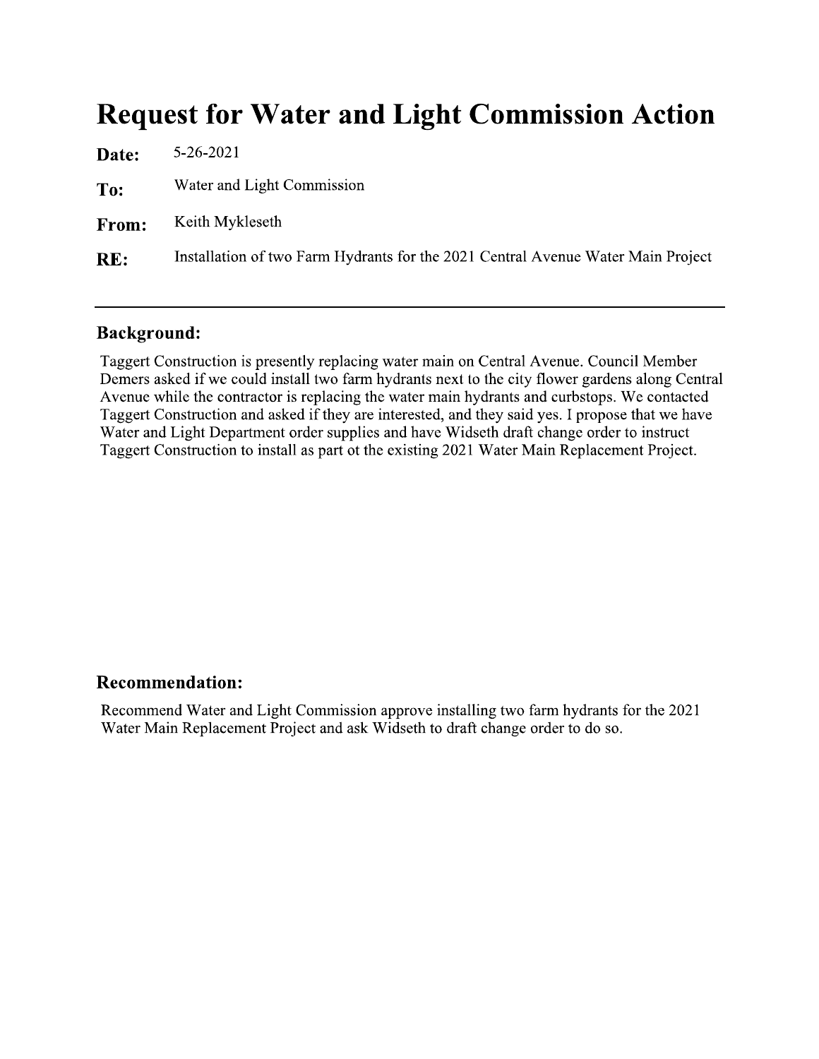# Request for Water and Light Commission Action

**Date:** 5-26-2021

**To:** Water and Light Commission

**From:** Keith Mykleseth

**RE:** Installation of two Farm Hydrants for the 2021 Central Avenue Water Main Project

---

## Background:

Taggert Construction is presently replacing water main on Central Avenue. Council Member Demers asked if we could install two farm hydrants next to the city flower gardens along Central Avenue while the contractor is replacing the water main hydrants and curbstops. We contacted Taggert Construction and asked if they are interested, and they said yes. I propose that we have Water and Light Department order supplies and have Widseth draft change order to instruct Taggert Construction to install as part ot the existing 2021 Water Main Replacement Project.

## Recommendation:

Recommend Water and Light Commission approve installing two farm hydrants for the 2021 Water Main Replacement Project and ask Widseth to draft change order to do so.